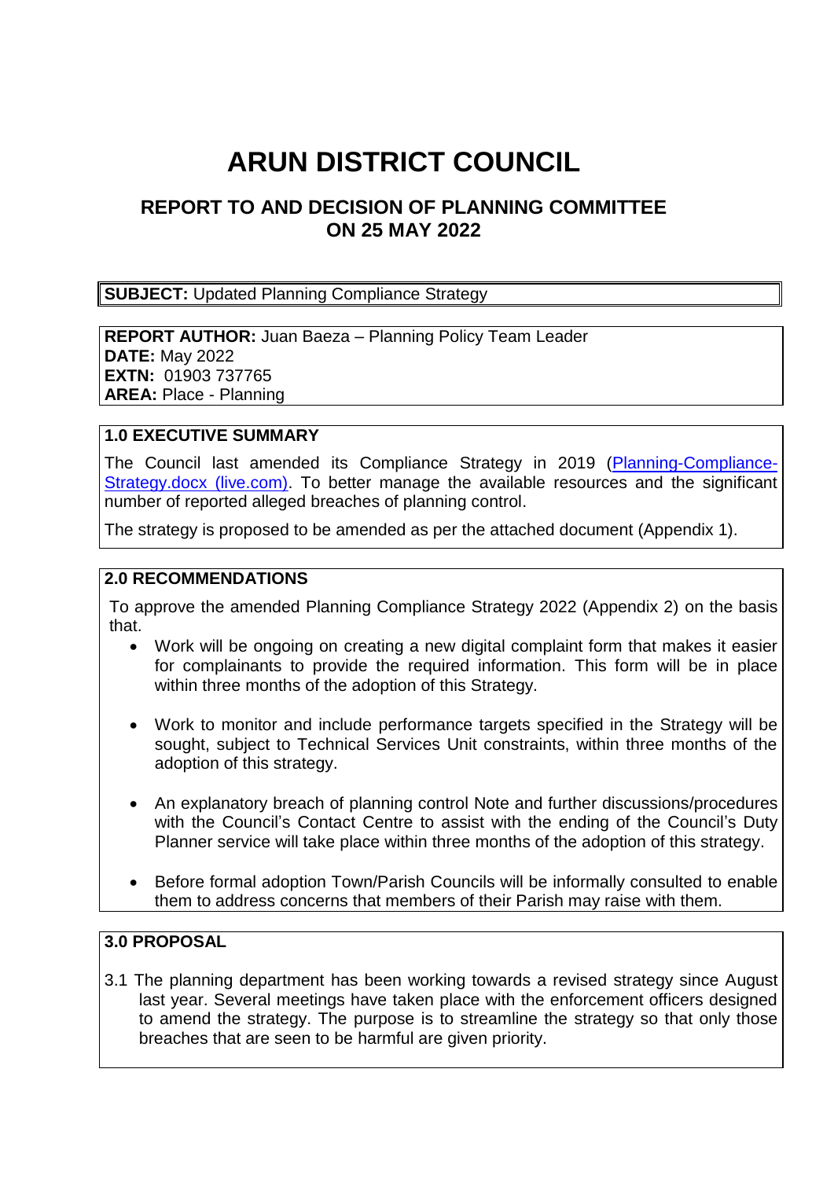# ARUN DISTRICT COUNCIL

## REPORT TO AND DECISION OF PLANNING COMMITTEE ON 25 MAY 2022

**SUBJECT:** Updated Planning Compliance Strategy

**REPORT AUTHOR:** Juan Baeza – Planning Policy Team Leader
**DATE:** May 2022
**EXTN:** 01903 737765
**AREA:** Place - Planning

### 1.0 EXECUTIVE SUMMARY

The Council last amended its Compliance Strategy in 2019 ([Planning-Compliance-Strategy.docx (live.com)](Planning-Compliance-Strategy.docx (live.com))). To better manage the available resources and the significant number of reported alleged breaches of planning control.

The strategy is proposed to be amended as per the attached document (Appendix 1).

### 2.0 RECOMMENDATIONS

To approve the amended Planning Compliance Strategy 2022 (Appendix 2) on the basis that.

- Work will be ongoing on creating a new digital complaint form that makes it easier for complainants to provide the required information. This form will be in place within three months of the adoption of this Strategy.
- Work to monitor and include performance targets specified in the Strategy will be sought, subject to Technical Services Unit constraints, within three months of the adoption of this strategy.
- An explanatory breach of planning control Note and further discussions/procedures with the Council's Contact Centre to assist with the ending of the Council's Duty Planner service will take place within three months of the adoption of this strategy.
- Before formal adoption Town/Parish Councils will be informally consulted to enable them to address concerns that members of their Parish may raise with them.

### 3.0 PROPOSAL

3.1 The planning department has been working towards a revised strategy since August last year. Several meetings have taken place with the enforcement officers designed to amend the strategy. The purpose is to streamline the strategy so that only those breaches that are seen to be harmful are given priority.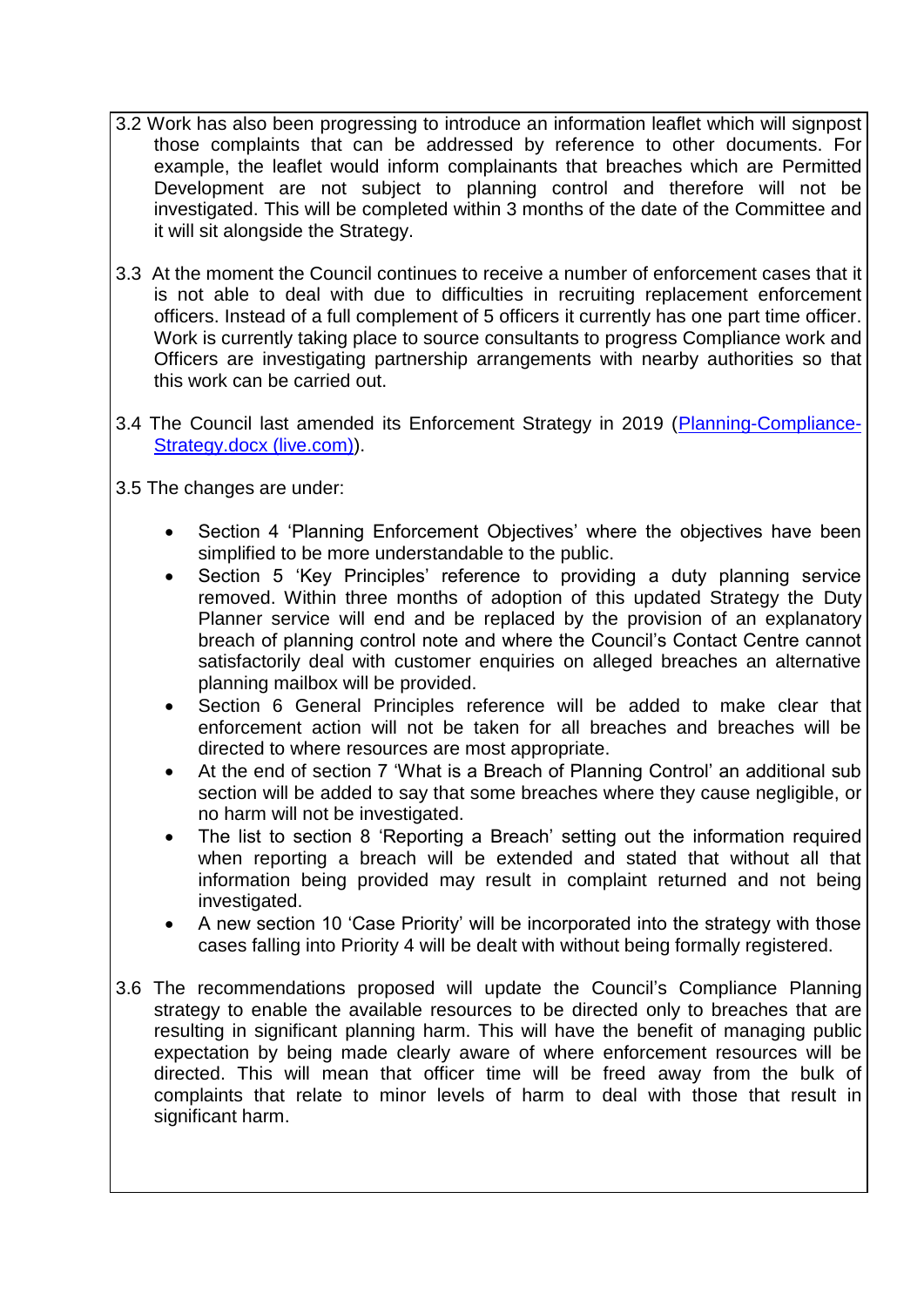3.2 Work has also been progressing to introduce an information leaflet which will signpost those complaints that can be addressed by reference to other documents. For example, the leaflet would inform complainants that breaches which are Permitted Development are not subject to planning control and therefore will not be investigated. This will be completed within 3 months of the date of the Committee and it will sit alongside the Strategy.

3.3 At the moment the Council continues to receive a number of enforcement cases that it is not able to deal with due to difficulties in recruiting replacement enforcement officers. Instead of a full complement of 5 officers it currently has one part time officer. Work is currently taking place to source consultants to progress Compliance work and Officers are investigating partnership arrangements with nearby authorities so that this work can be carried out.

3.4 The Council last amended its Enforcement Strategy in 2019 ([Planning-Compliance-Strategy.docx (live.com)](Planning-Compliance-Strategy.docx (live.com))).

3.5 The changes are under:

- Section 4 'Planning Enforcement Objectives' where the objectives have been simplified to be more understandable to the public.
- Section 5 'Key Principles' reference to providing a duty planning service removed. Within three months of adoption of this updated Strategy the Duty Planner service will end and be replaced by the provision of an explanatory breach of planning control note and where the Council's Contact Centre cannot satisfactorily deal with customer enquiries on alleged breaches an alternative planning mailbox will be provided.
- Section 6 General Principles reference will be added to make clear that enforcement action will not be taken for all breaches and breaches will be directed to where resources are most appropriate.
- At the end of section 7 'What is a Breach of Planning Control' an additional sub section will be added to say that some breaches where they cause negligible, or no harm will not be investigated.
- The list to section 8 'Reporting a Breach' setting out the information required when reporting a breach will be extended and stated that without all that information being provided may result in complaint returned and not being investigated.
- A new section 10 'Case Priority' will be incorporated into the strategy with those cases falling into Priority 4 will be dealt with without being formally registered.

3.6 The recommendations proposed will update the Council's Compliance Planning strategy to enable the available resources to be directed only to breaches that are resulting in significant planning harm. This will have the benefit of managing public expectation by being made clearly aware of where enforcement resources will be directed. This will mean that officer time will be freed away from the bulk of complaints that relate to minor levels of harm to deal with those that result in significant harm.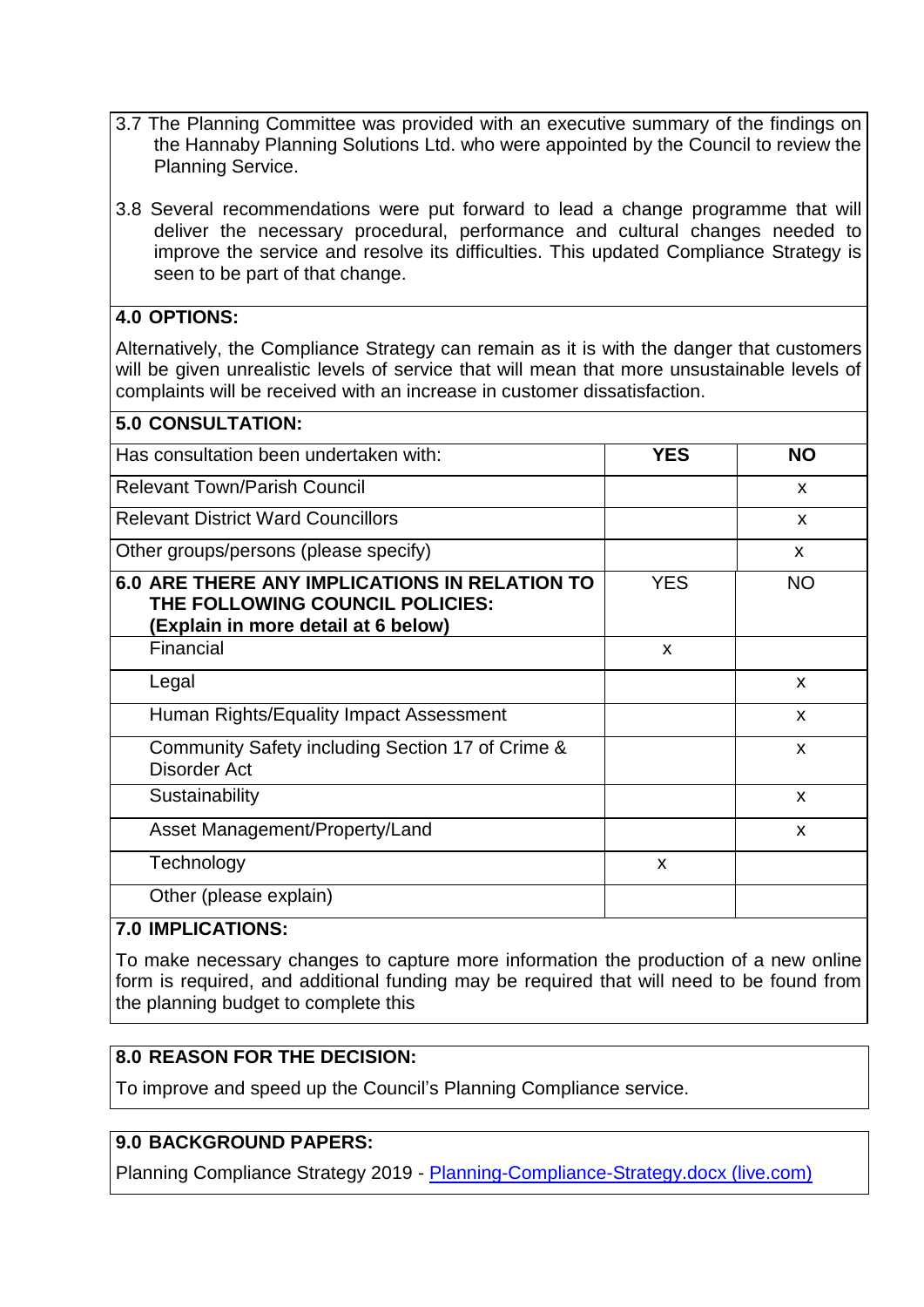3.7 The Planning Committee was provided with an executive summary of the findings on the Hannaby Planning Solutions Ltd. who were appointed by the Council to review the Planning Service.

3.8 Several recommendations were put forward to lead a change programme that will deliver the necessary procedural, performance and cultural changes needed to improve the service and resolve its difficulties. This updated Compliance Strategy is seen to be part of that change.

## 4.0 OPTIONS:

Alternatively, the Compliance Strategy can remain as it is with the danger that customers will be given unrealistic levels of service that will mean that more unsustainable levels of complaints will be received with an increase in customer dissatisfaction.

## 5.0 CONSULTATION:

| Has consultation been undertaken with: | **YES** | **NO** |
|---|---|---|
| Relevant Town/Parish Council | | x |
| Relevant District Ward Councillors | | x |
| Other groups/persons (please specify) | | x |

| **6.0 ARE THERE ANY IMPLICATIONS IN RELATION TO THE FOLLOWING COUNCIL POLICIES: (Explain in more detail at 6 below)** | YES | NO |
|---|---|---|
| Financial | x | |
| Legal | | x |
| Human Rights/Equality Impact Assessment | | x |
| Community Safety including Section 17 of Crime & Disorder Act | | x |
| Sustainability | | x |
| Asset Management/Property/Land | | x |
| Technology | x | |
| Other (please explain) | | |

## 7.0 IMPLICATIONS:

To make necessary changes to capture more information the production of a new online form is required, and additional funding may be required that will need to be found from the planning budget to complete this

## 8.0 REASON FOR THE DECISION:

To improve and speed up the Council's Planning Compliance service.

## 9.0 BACKGROUND PAPERS:

Planning Compliance Strategy 2019 - Planning-Compliance-Strategy.docx (live.com)